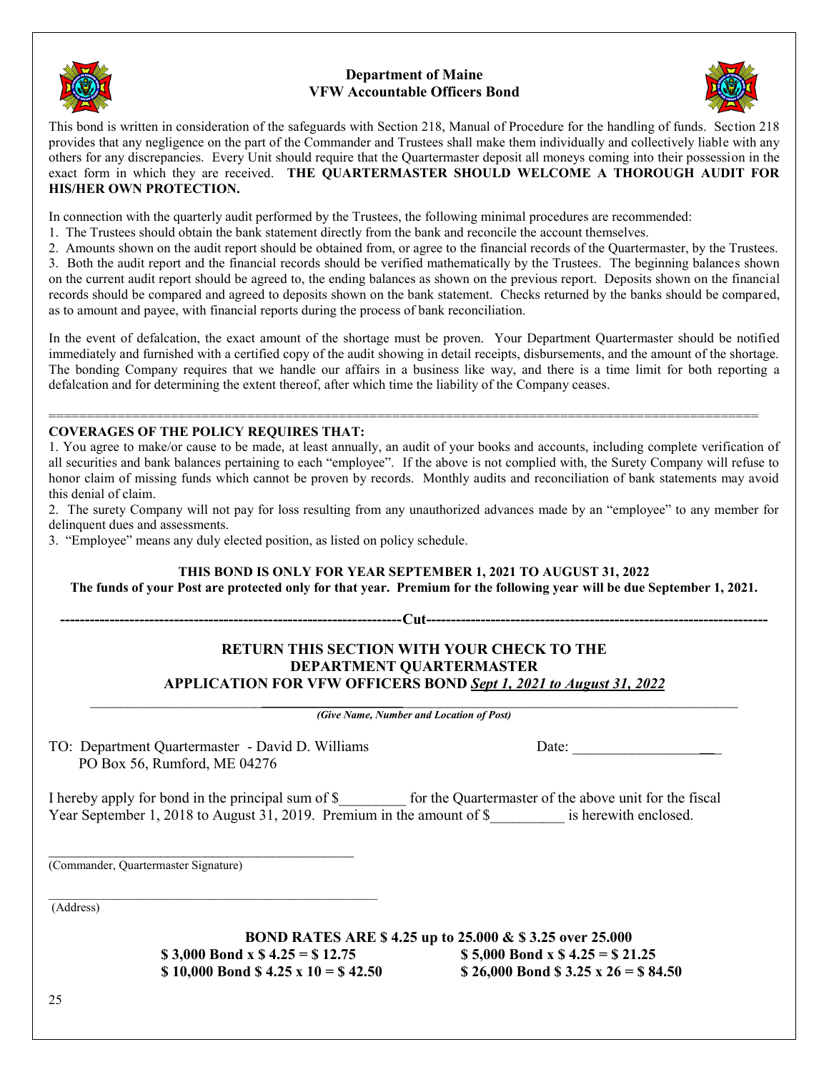## Department of Maine
## VFW Accountable Officers Bond

This bond is written in consideration of the safeguards with Section 218, Manual of Procedure for the handling of funds. Section 218 provides that any negligence on the part of the Commander and Trustees shall make them individually and collectively liable with any others for any discrepancies. Every Unit should require that the Quartermaster deposit all moneys coming into their possession in the exact form in which they are received. **THE QUARTERMASTER SHOULD WELCOME A THOROUGH AUDIT FOR HIS/HER OWN PROTECTION.**

In connection with the quarterly audit performed by the Trustees, the following minimal procedures are recommended:

1. The Trustees should obtain the bank statement directly from the bank and reconcile the account themselves.
2. Amounts shown on the audit report should be obtained from, or agree to the financial records of the Quartermaster, by the Trustees.
3. Both the audit report and the financial records should be verified mathematically by the Trustees. The beginning balances shown on the current audit report should be agreed to, the ending balances as shown on the previous report. Deposits shown on the financial records should be compared and agreed to deposits shown on the bank statement. Checks returned by the banks should be compared, as to amount and payee, with financial reports during the process of bank reconciliation.

In the event of defalcation, the exact amount of the shortage must be proven. Your Department Quartermaster should be notified immediately and furnished with a certified copy of the audit showing in detail receipts, disbursements, and the amount of the shortage. The bonding Company requires that we handle our affairs in a business like way, and there is a time limit for both reporting a defalcation and for determining the extent thereof, after which time the liability of the Company ceases.

===========================================================================================

**COVERAGES OF THE POLICY REQUIRES THAT:**

1. You agree to make/or cause to be made, at least annually, an audit of your books and accounts, including complete verification of all securities and bank balances pertaining to each "employee". If the above is not complied with, the Surety Company will refuse to honor claim of missing funds which cannot be proven by records. Monthly audits and reconciliation of bank statements may avoid this denial of claim.
2. The surety Company will not pay for loss resulting from any unauthorized advances made by an "employee" to any member for delinquent dues and assessments.
3. "Employee" means any duly elected position, as listed on policy schedule.

**THIS BOND IS ONLY FOR YEAR SEPTEMBER 1, 2021 TO AUGUST 31, 2022**
**The funds of your Post are protected only for that year. Premium for the following year will be due September 1, 2021.**

**-------------------------------------------------------------------Cut-------------------------------------------------------------------**

**RETURN THIS SECTION WITH YOUR CHECK TO THE DEPARTMENT QUARTERMASTER**
**APPLICATION FOR VFW OFFICERS BOND _Sept 1, 2021 to August 31, 2022_**

___________________________________________________________________________
***(Give Name, Number and Location of Post)***

TO: Department Quartermaster - David D. Williams
PO Box 56, Rumford, ME 04276

Date: ____________________

I hereby apply for bond in the principal sum of $_________ for the Quartermaster of the above unit for the fiscal Year September 1, 2018 to August 31, 2019. Premium in the amount of $__________ is herewith enclosed.

_______________________________________________
(Commander, Quartermaster Signature)

_______________________________________________
(Address)

**BOND RATES ARE $ 4.25 up to 25.000 & $ 3.25 over 25.000**

**$ 3,000 Bond x $ 4.25 = $ 12.75** | **$ 5,000 Bond x $ 4.25 = $ 21.25**

**$ 10,000 Bond $ 4.25 x 10 = $ 42.50** | **$ 26,000 Bond $ 3.25 x 26 = $ 84.50**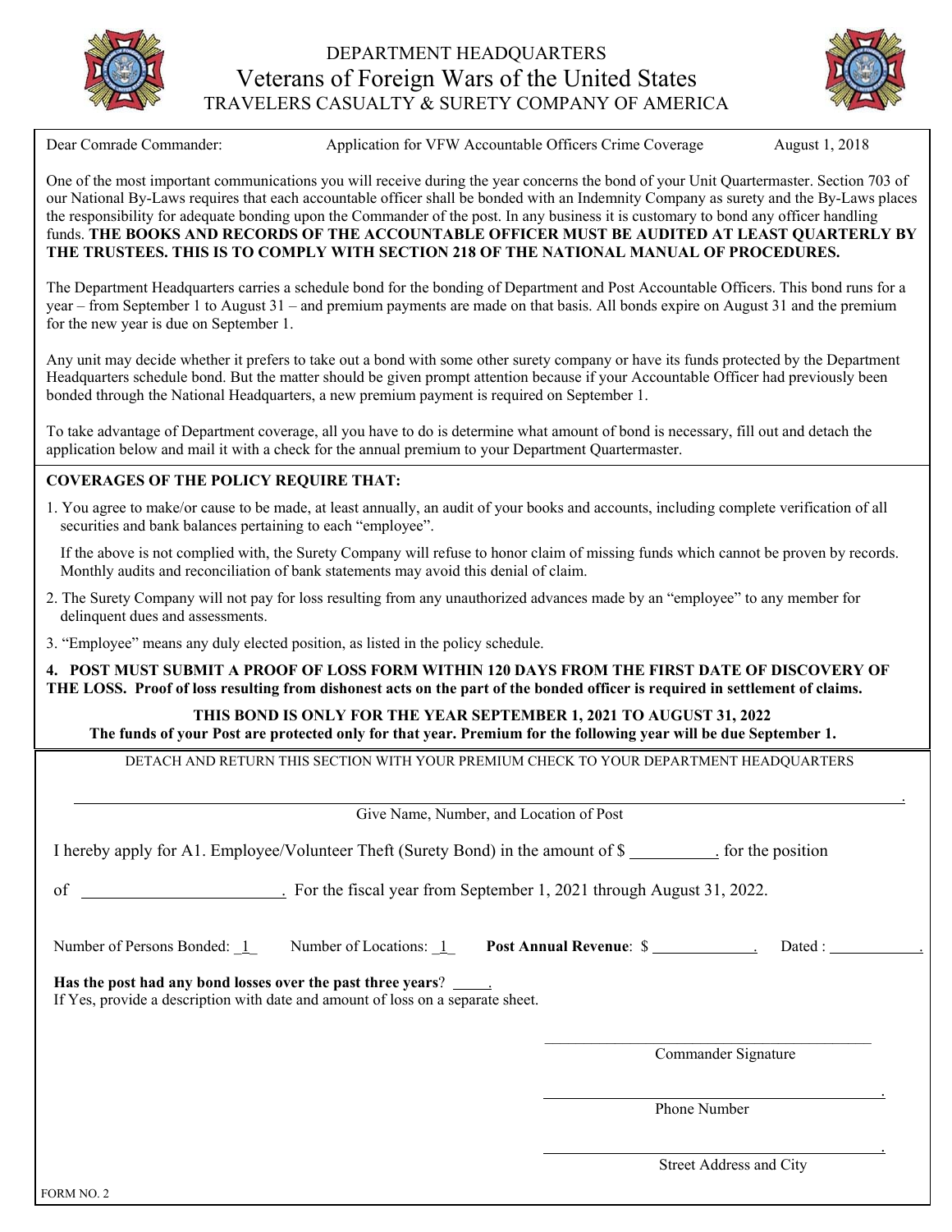DEPARTMENT HEADQUARTERS

# Veterans of Foreign Wars of the United States

TRAVELERS CASUALTY & SURETY COMPANY OF AMERICA

Dear Comrade Commander: Application for VFW Accountable Officers Crime Coverage August 1, 2018

One of the most important communications you will receive during the year concerns the bond of your Unit Quartermaster. Section 703 of our National By-Laws requires that each accountable officer shall be bonded with an Indemnity Company as surety and the By-Laws places the responsibility for adequate bonding upon the Commander of the post. In any business it is customary to bond any officer handling funds. **THE BOOKS AND RECORDS OF THE ACCOUNTABLE OFFICER MUST BE AUDITED AT LEAST QUARTERLY BY THE TRUSTEES. THIS IS TO COMPLY WITH SECTION 218 OF THE NATIONAL MANUAL OF PROCEDURES.**

The Department Headquarters carries a schedule bond for the bonding of Department and Post Accountable Officers. This bond runs for a year – from September 1 to August 31 – and premium payments are made on that basis. All bonds expire on August 31 and the premium for the new year is due on September 1.

Any unit may decide whether it prefers to take out a bond with some other surety company or have its funds protected by the Department Headquarters schedule bond. But the matter should be given prompt attention because if your Accountable Officer had previously been bonded through the National Headquarters, a new premium payment is required on September 1.

To take advantage of Department coverage, all you have to do is determine what amount of bond is necessary, fill out and detach the application below and mail it with a check for the annual premium to your Department Quartermaster.

**COVERAGES OF THE POLICY REQUIRE THAT:**

1. You agree to make/or cause to be made, at least annually, an audit of your books and accounts, including complete verification of all securities and bank balances pertaining to each "employee".

   If the above is not complied with, the Surety Company will refuse to honor claim of missing funds which cannot be proven by records. Monthly audits and reconciliation of bank statements may avoid this denial of claim.

2. The Surety Company will not pay for loss resulting from any unauthorized advances made by an "employee" to any member for delinquent dues and assessments.

3. "Employee" means any duly elected position, as listed in the policy schedule.

4. **POST MUST SUBMIT A PROOF OF LOSS FORM WITHIN 120 DAYS FROM THE FIRST DATE OF DISCOVERY OF THE LOSS. Proof of loss resulting from dishonest acts on the part of the bonded officer is required in settlement of claims.**

**THIS BOND IS ONLY FOR THE YEAR SEPTEMBER 1, 2021 TO AUGUST 31, 2022**
**The funds of your Post are protected only for that year. Premium for the following year will be due September 1.**

DETACH AND RETURN THIS SECTION WITH YOUR PREMIUM CHECK TO YOUR DEPARTMENT HEADQUARTERS

_______________________________________________________________________.
Give Name, Number, and Location of Post

I hereby apply for A1. Employee/Volunteer Theft (Surety Bond) in the amount of $ __________. for the position

of ________________________. For the fiscal year from September 1, 2021 through August 31, 2022.

Number of Persons Bonded: _1_ Number of Locations: _1_ **Post Annual Revenue**: $ ____________. Dated : ___________.

**Has the post had any bond losses over the past three years**? _____.
If Yes, provide a description with date and amount of loss on a separate sheet.

_______________________________________
Commander Signature

_______________________________________.
Phone Number

_______________________________________.
Street Address and City

FORM NO. 2